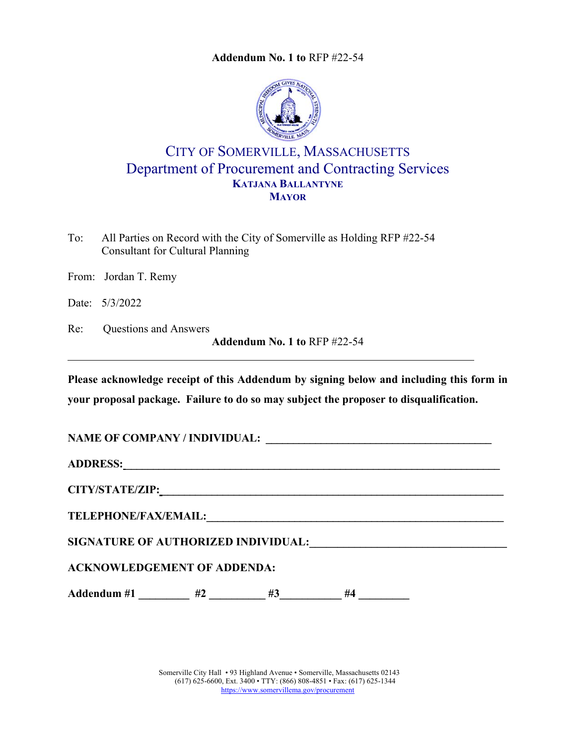**Addendum No. 1 to** RFP #22-54

# CITY OF SOMERVILLE, MASSACHUSETTS
## Department of Procurement and Contracting Services
**KATJANA BALLANTYNE**
**MAYOR**

To: All Parties on Record with the City of Somerville as Holding RFP #22-54 Consultant for Cultural Planning

From: Jordan T. Remy

Date: 5/3/2022

Re: Questions and Answers

**Addendum No. 1 to** RFP #22-54

---

**Please acknowledge receipt of this Addendum by signing below and including this form in your proposal package. Failure to do so may subject the proposer to disqualification.**

**NAME OF COMPANY / INDIVIDUAL:** ________________________________________

**ADDRESS:**________________________________________________________________

**CITY/STATE/ZIP:**___________________________________________________________

**TELEPHONE/FAX/EMAIL:**_____________________________________________________

**SIGNATURE OF AUTHORIZED INDIVIDUAL:**_________________________________

**ACKNOWLEDGEMENT OF ADDENDA:**

**Addendum #1** _________ **#2** __________ **#3**___________ **#4** _________

Somerville City Hall • 93 Highland Avenue • Somerville, Massachusetts 02143
(617) 625-6600, Ext. 3400 • TTY: (866) 808-4851 • Fax: (617) 625-1344
https://www.somervillema.gov/procurement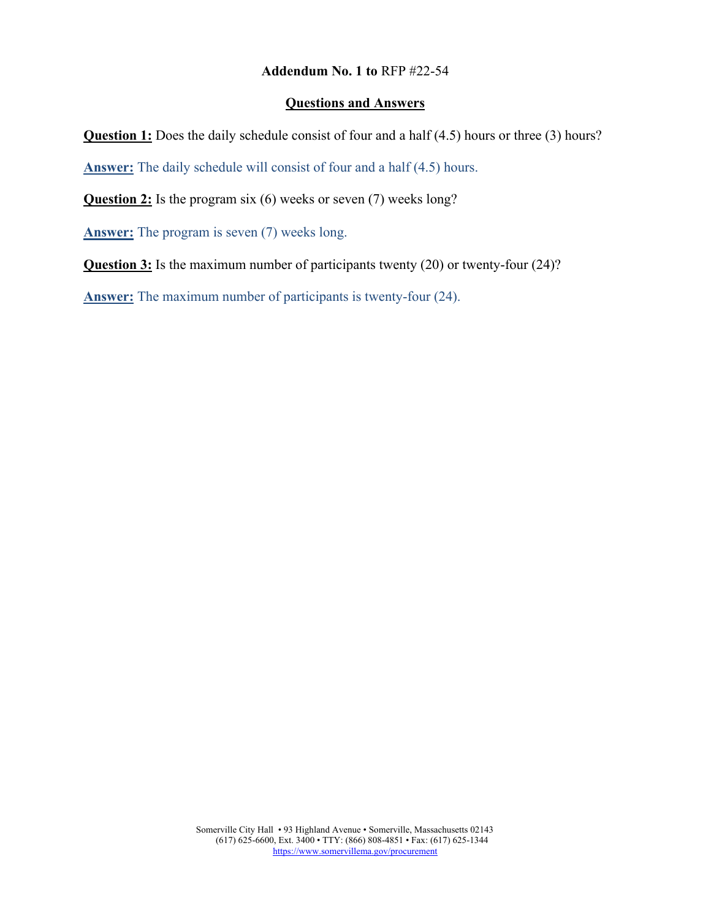**Addendum No. 1 to** RFP #22-54

**Questions and Answers**

**Question 1:** Does the daily schedule consist of four and a half (4.5) hours or three (3) hours?

**Answer:** The daily schedule will consist of four and a half (4.5) hours.

**Question 2:** Is the program six (6) weeks or seven (7) weeks long?

**Answer:** The program is seven (7) weeks long.

**Question 3:** Is the maximum number of participants twenty (20) or twenty-four (24)?

**Answer:** The maximum number of participants is twenty-four (24).

Somerville City Hall • 93 Highland Avenue • Somerville, Massachusetts 02143
(617) 625-6600, Ext. 3400 • TTY: (866) 808-4851 • Fax: (617) 625-1344
https://www.somervillema.gov/procurement